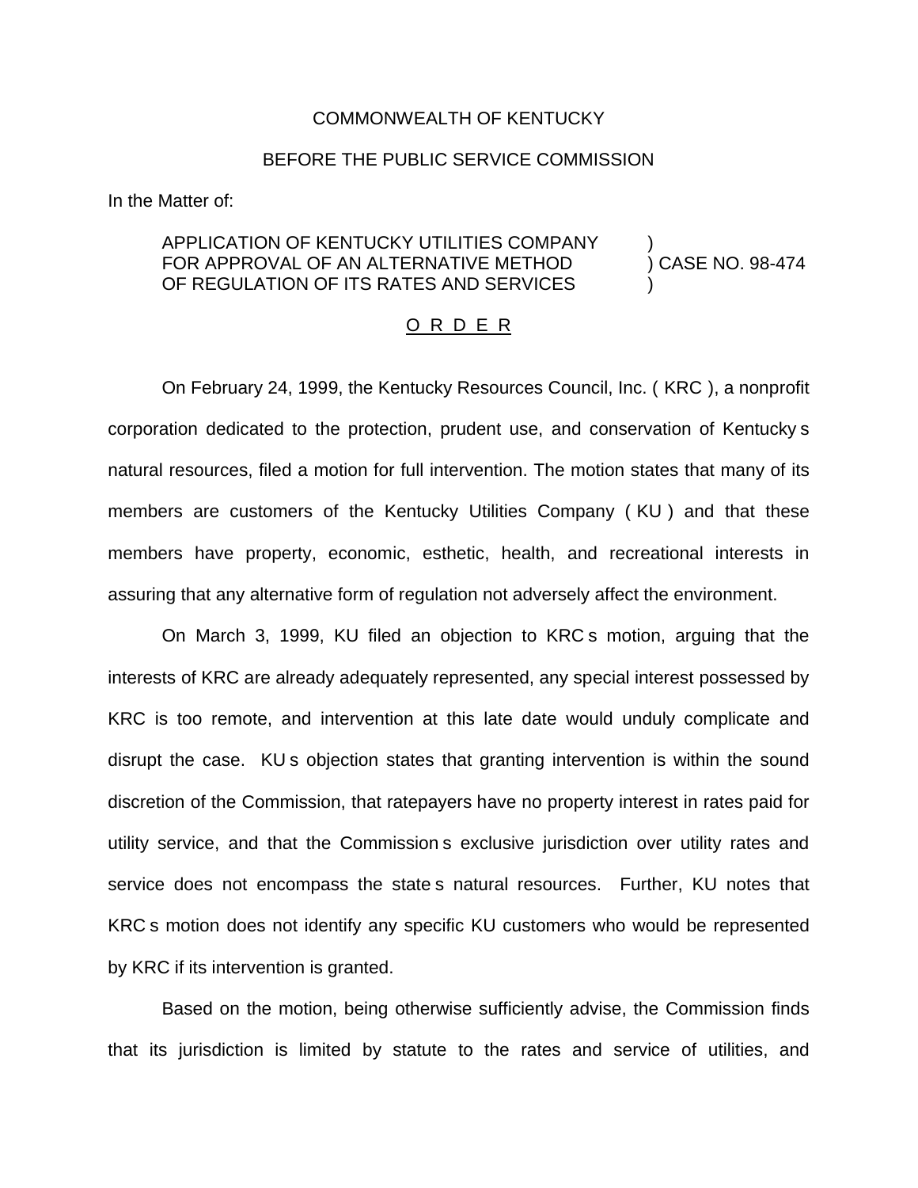COMMONWEALTH OF KENTUCKY

BEFORE THE PUBLIC SERVICE COMMISSION

In the Matter of:

APPLICATION OF KENTUCKY UTILITIES COMPANY )
FOR APPROVAL OF AN ALTERNATIVE METHOD ) CASE NO. 98-474
OF REGULATION OF ITS RATES AND SERVICES )

O R D E R

On February 24, 1999, the Kentucky Resources Council, Inc. ( KRC ), a nonprofit corporation dedicated to the protection, prudent use, and conservation of Kentucky s natural resources, filed a motion for full intervention. The motion states that many of its members are customers of the Kentucky Utilities Company ( KU ) and that these members have property, economic, esthetic, health, and recreational interests in assuring that any alternative form of regulation not adversely affect the environment.

On March 3, 1999, KU filed an objection to KRC s motion, arguing that the interests of KRC are already adequately represented, any special interest possessed by KRC is too remote, and intervention at this late date would unduly complicate and disrupt the case. KU s objection states that granting intervention is within the sound discretion of the Commission, that ratepayers have no property interest in rates paid for utility service, and that the Commission s exclusive jurisdiction over utility rates and service does not encompass the state s natural resources. Further, KU notes that KRC s motion does not identify any specific KU customers who would be represented by KRC if its intervention is granted.

Based on the motion, being otherwise sufficiently advise, the Commission finds that its jurisdiction is limited by statute to the rates and service of utilities, and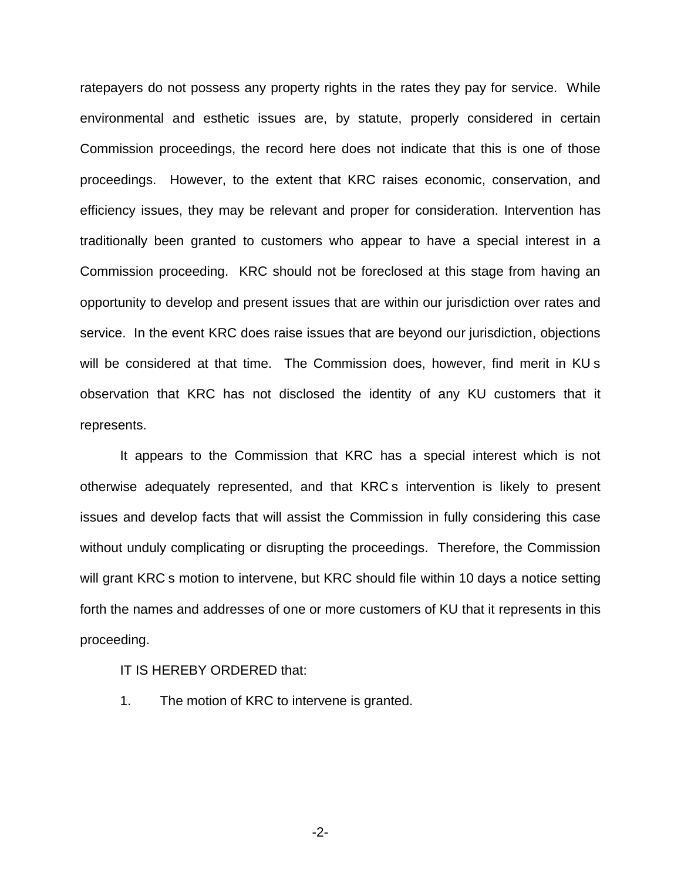ratepayers do not possess any property rights in the rates they pay for service. While environmental and esthetic issues are, by statute, properly considered in certain Commission proceedings, the record here does not indicate that this is one of those proceedings. However, to the extent that KRC raises economic, conservation, and efficiency issues, they may be relevant and proper for consideration. Intervention has traditionally been granted to customers who appear to have a special interest in a Commission proceeding. KRC should not be foreclosed at this stage from having an opportunity to develop and present issues that are within our jurisdiction over rates and service. In the event KRC does raise issues that are beyond our jurisdiction, objections will be considered at that time. The Commission does, however, find merit in KU s observation that KRC has not disclosed the identity of any KU customers that it represents.

It appears to the Commission that KRC has a special interest which is not otherwise adequately represented, and that KRC s intervention is likely to present issues and develop facts that will assist the Commission in fully considering this case without unduly complicating or disrupting the proceedings. Therefore, the Commission will grant KRC s motion to intervene, but KRC should file within 10 days a notice setting forth the names and addresses of one or more customers of KU that it represents in this proceeding.

IT IS HEREBY ORDERED that:

1. The motion of KRC to intervene is granted.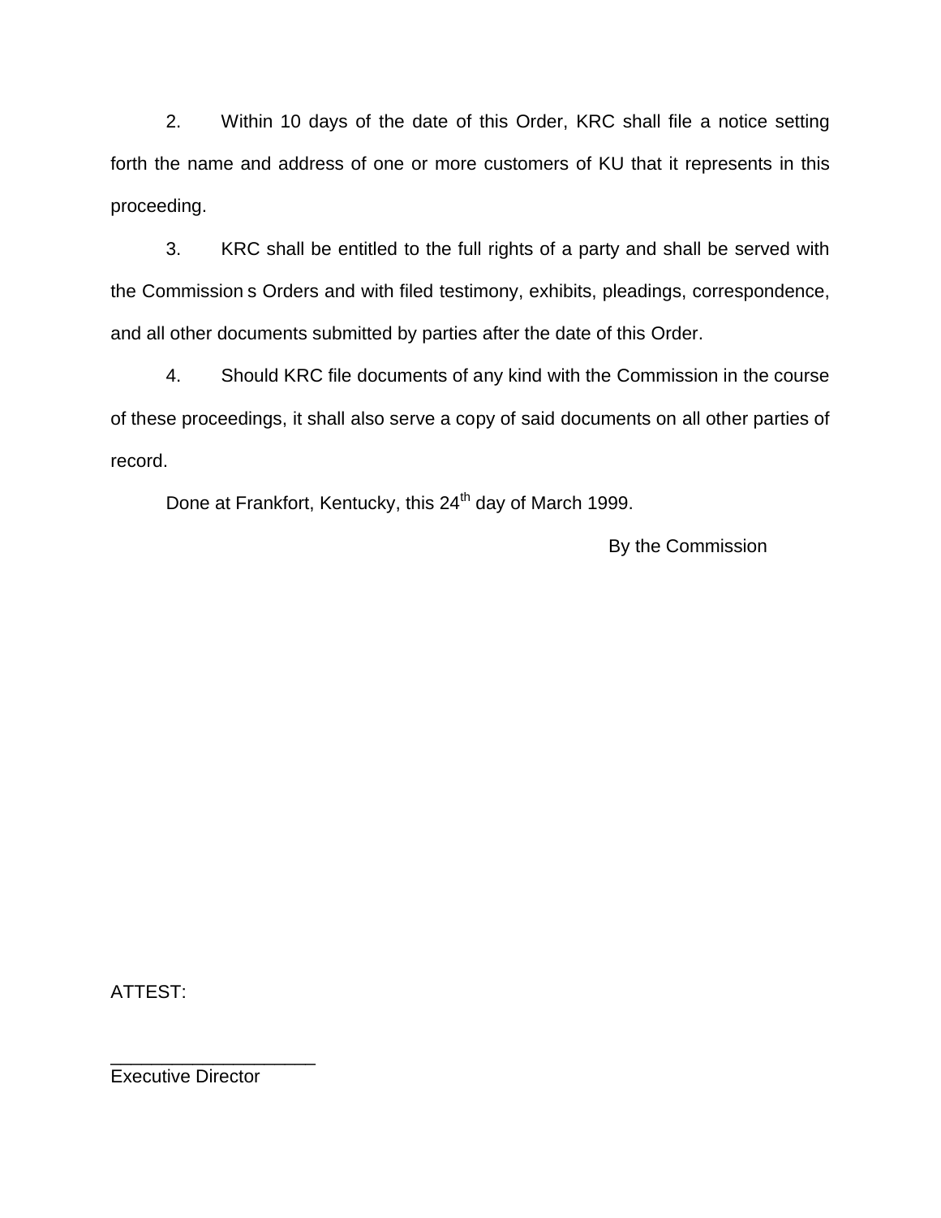2. Within 10 days of the date of this Order, KRC shall file a notice setting forth the name and address of one or more customers of KU that it represents in this proceeding.

3. KRC shall be entitled to the full rights of a party and shall be served with the Commission s Orders and with filed testimony, exhibits, pleadings, correspondence, and all other documents submitted by parties after the date of this Order.

4. Should KRC file documents of any kind with the Commission in the course of these proceedings, it shall also serve a copy of said documents on all other parties of record.

Done at Frankfort, Kentucky, this 24th day of March 1999.

By the Commission

ATTEST:

____________________
Executive Director